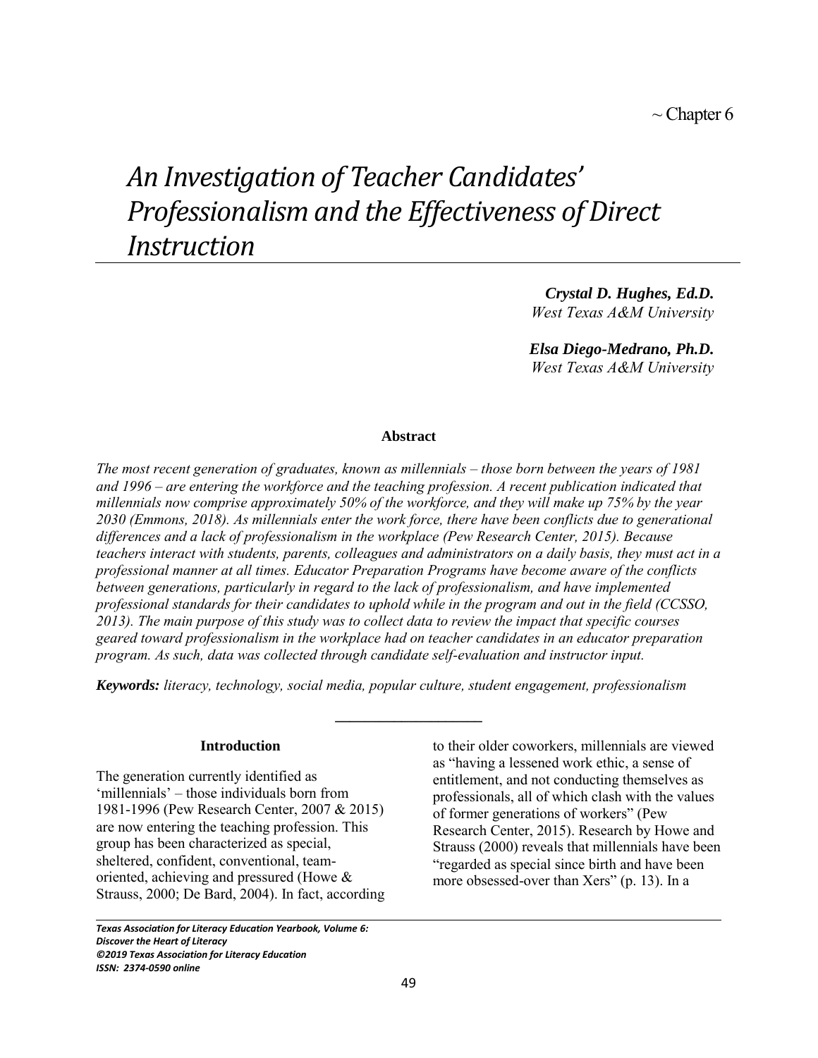~ Chapter 6

# *An Investigation of Teacher Candidates' Professionalism and the Effectiveness of Direct Instruction*

***Crystal D. Hughes, Ed.D.***
*West Texas A&M University*

***Elsa Diego-Medrano, Ph.D.***
*West Texas A&M University*

## Abstract

*The most recent generation of graduates, known as millennials – those born between the years of 1981 and 1996 – are entering the workforce and the teaching profession. A recent publication indicated that millennials now comprise approximately 50% of the workforce, and they will make up 75% by the year 2030 (Emmons, 2018). As millennials enter the work force, there have been conflicts due to generational differences and a lack of professionalism in the workplace (Pew Research Center, 2015). Because teachers interact with students, parents, colleagues and administrators on a daily basis, they must act in a professional manner at all times. Educator Preparation Programs have become aware of the conflicts between generations, particularly in regard to the lack of professionalism, and have implemented professional standards for their candidates to uphold while in the program and out in the field (CCSSO, 2013). The main purpose of this study was to collect data to review the impact that specific courses geared toward professionalism in the workplace had on teacher candidates in an educator preparation program. As such, data was collected through candidate self-evaluation and instructor input.*

***Keywords:*** *literacy, technology, social media, popular culture, student engagement, professionalism*

---

## Introduction

The generation currently identified as 'millennials' – those individuals born from 1981-1996 (Pew Research Center, 2007 & 2015) are now entering the teaching profession. This group has been characterized as special, sheltered, confident, conventional, team-oriented, achieving and pressured (Howe & Strauss, 2000; De Bard, 2004). In fact, according to their older coworkers, millennials are viewed as "having a lessened work ethic, a sense of entitlement, and not conducting themselves as professionals, all of which clash with the values of former generations of workers" (Pew Research Center, 2015). Research by Howe and Strauss (2000) reveals that millennials have been "regarded as special since birth and have been more obsessed-over than Xers" (p. 13). In a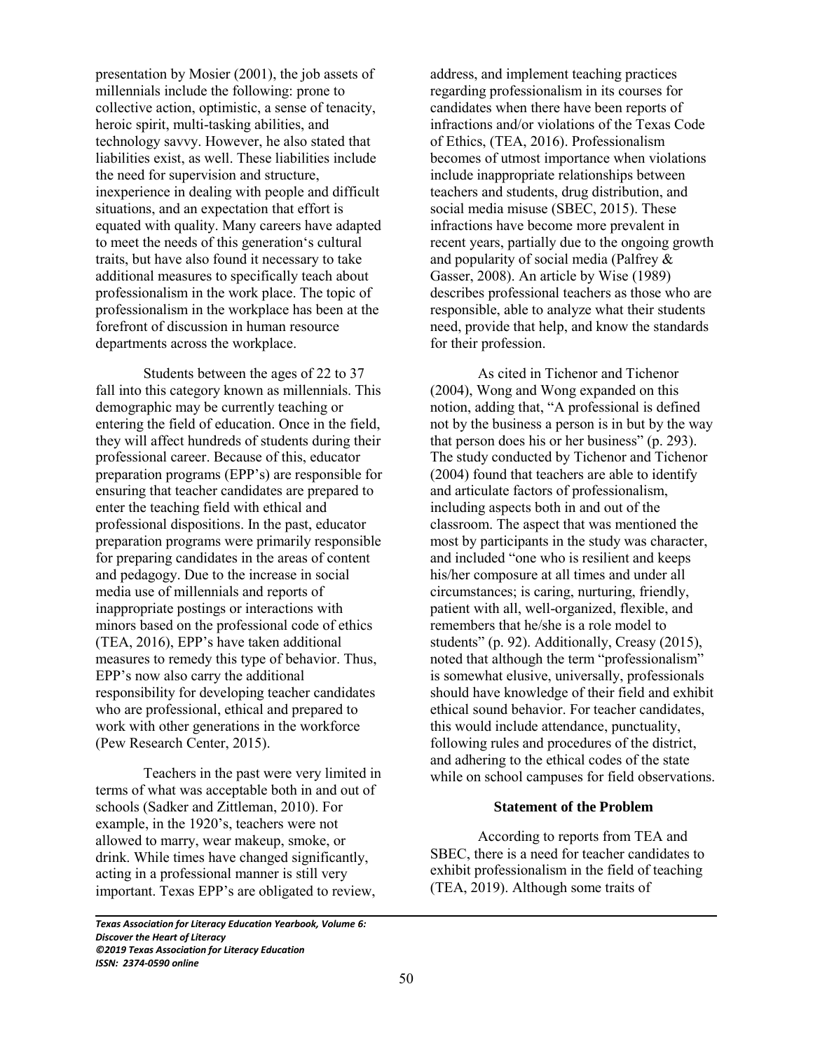presentation by Mosier (2001), the job assets of millennials include the following: prone to collective action, optimistic, a sense of tenacity, heroic spirit, multi-tasking abilities, and technology savvy. However, he also stated that liabilities exist, as well. These liabilities include the need for supervision and structure, inexperience in dealing with people and difficult situations, and an expectation that effort is equated with quality. Many careers have adapted to meet the needs of this generation's cultural traits, but have also found it necessary to take additional measures to specifically teach about professionalism in the work place. The topic of professionalism in the workplace has been at the forefront of discussion in human resource departments across the workplace.

Students between the ages of 22 to 37 fall into this category known as millennials. This demographic may be currently teaching or entering the field of education. Once in the field, they will affect hundreds of students during their professional career. Because of this, educator preparation programs (EPP's) are responsible for ensuring that teacher candidates are prepared to enter the teaching field with ethical and professional dispositions. In the past, educator preparation programs were primarily responsible for preparing candidates in the areas of content and pedagogy. Due to the increase in social media use of millennials and reports of inappropriate postings or interactions with minors based on the professional code of ethics (TEA, 2016), EPP's have taken additional measures to remedy this type of behavior. Thus, EPP's now also carry the additional responsibility for developing teacher candidates who are professional, ethical and prepared to work with other generations in the workforce (Pew Research Center, 2015).

Teachers in the past were very limited in terms of what was acceptable both in and out of schools (Sadker and Zittleman, 2010). For example, in the 1920's, teachers were not allowed to marry, wear makeup, smoke, or drink. While times have changed significantly, acting in a professional manner is still very important. Texas EPP's are obligated to review, address, and implement teaching practices regarding professionalism in its courses for candidates when there have been reports of infractions and/or violations of the Texas Code of Ethics, (TEA, 2016). Professionalism becomes of utmost importance when violations include inappropriate relationships between teachers and students, drug distribution, and social media misuse (SBEC, 2015). These infractions have become more prevalent in recent years, partially due to the ongoing growth and popularity of social media (Palfrey & Gasser, 2008). An article by Wise (1989) describes professional teachers as those who are responsible, able to analyze what their students need, provide that help, and know the standards for their profession.

As cited in Tichenor and Tichenor (2004), Wong and Wong expanded on this notion, adding that, "A professional is defined not by the business a person is in but by the way that person does his or her business" (p. 293). The study conducted by Tichenor and Tichenor (2004) found that teachers are able to identify and articulate factors of professionalism, including aspects both in and out of the classroom. The aspect that was mentioned the most by participants in the study was character, and included "one who is resilient and keeps his/her composure at all times and under all circumstances; is caring, nurturing, friendly, patient with all, well-organized, flexible, and remembers that he/she is a role model to students" (p. 92). Additionally, Creasy (2015), noted that although the term "professionalism" is somewhat elusive, universally, professionals should have knowledge of their field and exhibit ethical sound behavior. For teacher candidates, this would include attendance, punctuality, following rules and procedures of the district, and adhering to the ethical codes of the state while on school campuses for field observations.

## Statement of the Problem

According to reports from TEA and SBEC, there is a need for teacher candidates to exhibit professionalism in the field of teaching (TEA, 2019). Although some traits of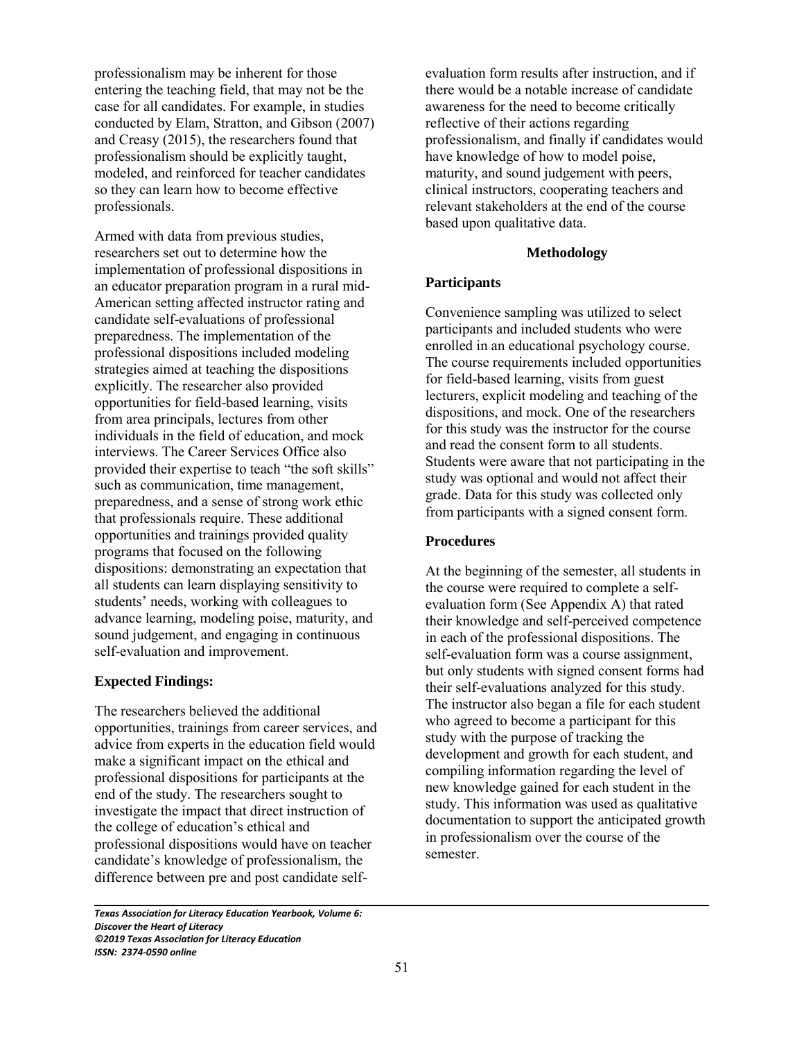professionalism may be inherent for those entering the teaching field, that may not be the case for all candidates. For example, in studies conducted by Elam, Stratton, and Gibson (2007) and Creasy (2015), the researchers found that professionalism should be explicitly taught, modeled, and reinforced for teacher candidates so they can learn how to become effective professionals.

Armed with data from previous studies, researchers set out to determine how the implementation of professional dispositions in an educator preparation program in a rural mid-American setting affected instructor rating and candidate self-evaluations of professional preparedness. The implementation of the professional dispositions included modeling strategies aimed at teaching the dispositions explicitly. The researcher also provided opportunities for field-based learning, visits from area principals, lectures from other individuals in the field of education, and mock interviews. The Career Services Office also provided their expertise to teach "the soft skills" such as communication, time management, preparedness, and a sense of strong work ethic that professionals require. These additional opportunities and trainings provided quality programs that focused on the following dispositions: demonstrating an expectation that all students can learn displaying sensitivity to students' needs, working with colleagues to advance learning, modeling poise, maturity, and sound judgement, and engaging in continuous self-evaluation and improvement.

### Expected Findings:

The researchers believed the additional opportunities, trainings from career services, and advice from experts in the education field would make a significant impact on the ethical and professional dispositions for participants at the end of the study. The researchers sought to investigate the impact that direct instruction of the college of education's ethical and professional dispositions would have on teacher candidate's knowledge of professionalism, the difference between pre and post candidate self-evaluation form results after instruction, and if there would be a notable increase of candidate awareness for the need to become critically reflective of their actions regarding professionalism, and finally if candidates would have knowledge of how to model poise, maturity, and sound judgement with peers, clinical instructors, cooperating teachers and relevant stakeholders at the end of the course based upon qualitative data.

## Methodology

### Participants

Convenience sampling was utilized to select participants and included students who were enrolled in an educational psychology course. The course requirements included opportunities for field-based learning, visits from guest lecturers, explicit modeling and teaching of the dispositions, and mock. One of the researchers for this study was the instructor for the course and read the consent form to all students. Students were aware that not participating in the study was optional and would not affect their grade. Data for this study was collected only from participants with a signed consent form.

### Procedures

At the beginning of the semester, all students in the course were required to complete a self-evaluation form (See Appendix A) that rated their knowledge and self-perceived competence in each of the professional dispositions. The self-evaluation form was a course assignment, but only students with signed consent forms had their self-evaluations analyzed for this study. The instructor also began a file for each student who agreed to become a participant for this study with the purpose of tracking the development and growth for each student, and compiling information regarding the level of new knowledge gained for each student in the study. This information was used as qualitative documentation to support the anticipated growth in professionalism over the course of the semester.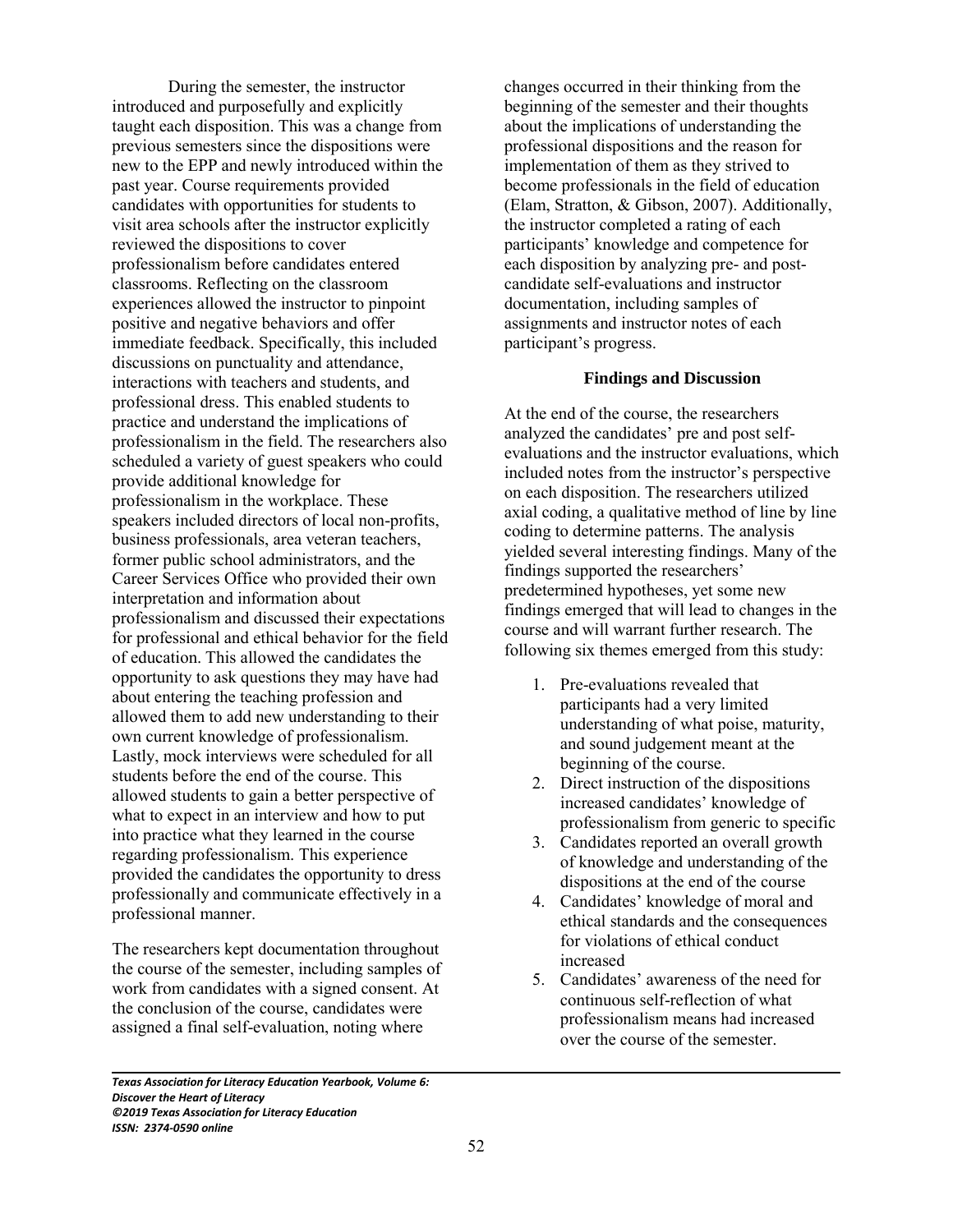During the semester, the instructor introduced and purposefully and explicitly taught each disposition. This was a change from previous semesters since the dispositions were new to the EPP and newly introduced within the past year. Course requirements provided candidates with opportunities for students to visit area schools after the instructor explicitly reviewed the dispositions to cover professionalism before candidates entered classrooms. Reflecting on the classroom experiences allowed the instructor to pinpoint positive and negative behaviors and offer immediate feedback. Specifically, this included discussions on punctuality and attendance, interactions with teachers and students, and professional dress. This enabled students to practice and understand the implications of professionalism in the field. The researchers also scheduled a variety of guest speakers who could provide additional knowledge for professionalism in the workplace. These speakers included directors of local non-profits, business professionals, area veteran teachers, former public school administrators, and the Career Services Office who provided their own interpretation and information about professionalism and discussed their expectations for professional and ethical behavior for the field of education. This allowed the candidates the opportunity to ask questions they may have had about entering the teaching profession and allowed them to add new understanding to their own current knowledge of professionalism. Lastly, mock interviews were scheduled for all students before the end of the course. This allowed students to gain a better perspective of what to expect in an interview and how to put into practice what they learned in the course regarding professionalism. This experience provided the candidates the opportunity to dress professionally and communicate effectively in a professional manner.

The researchers kept documentation throughout the course of the semester, including samples of work from candidates with a signed consent. At the conclusion of the course, candidates were assigned a final self-evaluation, noting where changes occurred in their thinking from the beginning of the semester and their thoughts about the implications of understanding the professional dispositions and the reason for implementation of them as they strived to become professionals in the field of education (Elam, Stratton, & Gibson, 2007). Additionally, the instructor completed a rating of each participants' knowledge and competence for each disposition by analyzing pre- and post-candidate self-evaluations and instructor documentation, including samples of assignments and instructor notes of each participant's progress.

## Findings and Discussion

At the end of the course, the researchers analyzed the candidates' pre and post self-evaluations and the instructor evaluations, which included notes from the instructor's perspective on each disposition. The researchers utilized axial coding, a qualitative method of line by line coding to determine patterns. The analysis yielded several interesting findings. Many of the findings supported the researchers' predetermined hypotheses, yet some new findings emerged that will lead to changes in the course and will warrant further research. The following six themes emerged from this study:

1. Pre-evaluations revealed that participants had a very limited understanding of what poise, maturity, and sound judgement meant at the beginning of the course.
2. Direct instruction of the dispositions increased candidates' knowledge of professionalism from generic to specific
3. Candidates reported an overall growth of knowledge and understanding of the dispositions at the end of the course
4. Candidates' knowledge of moral and ethical standards and the consequences for violations of ethical conduct increased
5. Candidates' awareness of the need for continuous self-reflection of what professionalism means had increased over the course of the semester.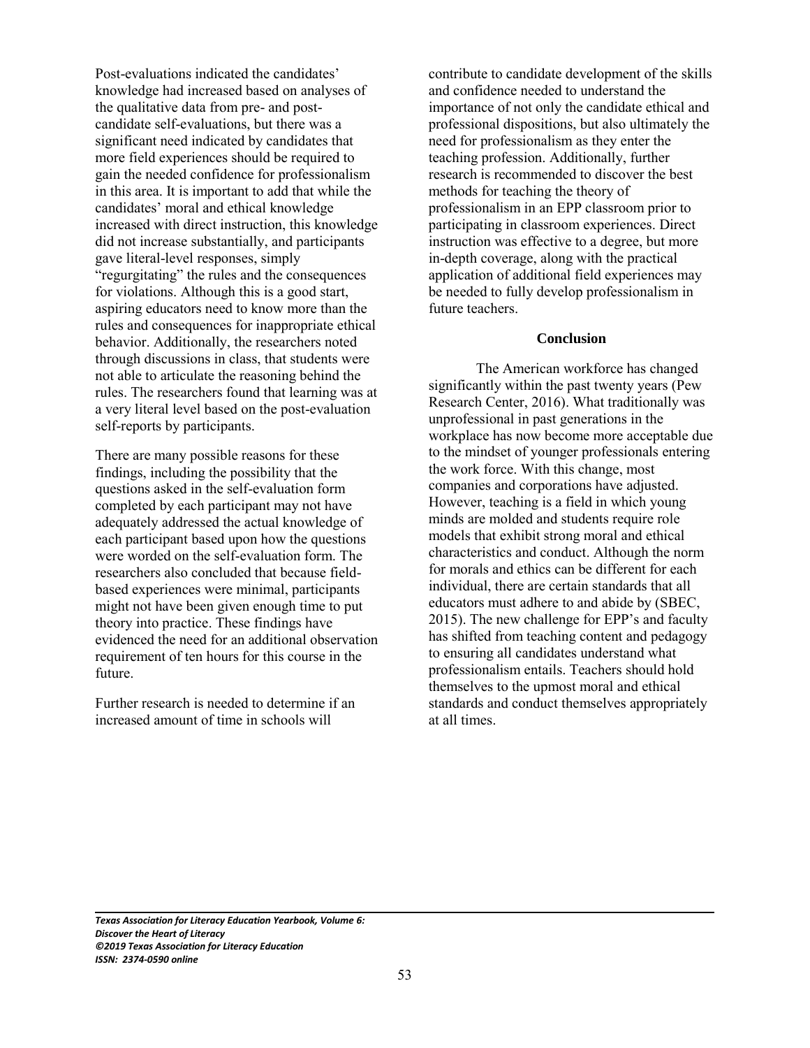Post-evaluations indicated the candidates' knowledge had increased based on analyses of the qualitative data from pre- and post-candidate self-evaluations, but there was a significant need indicated by candidates that more field experiences should be required to gain the needed confidence for professionalism in this area. It is important to add that while the candidates' moral and ethical knowledge increased with direct instruction, this knowledge did not increase substantially, and participants gave literal-level responses, simply "regurgitating" the rules and the consequences for violations. Although this is a good start, aspiring educators need to know more than the rules and consequences for inappropriate ethical behavior. Additionally, the researchers noted through discussions in class, that students were not able to articulate the reasoning behind the rules. The researchers found that learning was at a very literal level based on the post-evaluation self-reports by participants.

There are many possible reasons for these findings, including the possibility that the questions asked in the self-evaluation form completed by each participant may not have adequately addressed the actual knowledge of each participant based upon how the questions were worded on the self-evaluation form. The researchers also concluded that because field-based experiences were minimal, participants might not have been given enough time to put theory into practice. These findings have evidenced the need for an additional observation requirement of ten hours for this course in the future.

Further research is needed to determine if an increased amount of time in schools will contribute to candidate development of the skills and confidence needed to understand the importance of not only the candidate ethical and professional dispositions, but also ultimately the need for professionalism as they enter the teaching profession. Additionally, further research is recommended to discover the best methods for teaching the theory of professionalism in an EPP classroom prior to participating in classroom experiences. Direct instruction was effective to a degree, but more in-depth coverage, along with the practical application of additional field experiences may be needed to fully develop professionalism in future teachers.

## Conclusion

The American workforce has changed significantly within the past twenty years (Pew Research Center, 2016). What traditionally was unprofessional in past generations in the workplace has now become more acceptable due to the mindset of younger professionals entering the work force. With this change, most companies and corporations have adjusted. However, teaching is a field in which young minds are molded and students require role models that exhibit strong moral and ethical characteristics and conduct. Although the norm for morals and ethics can be different for each individual, there are certain standards that all educators must adhere to and abide by (SBEC, 2015). The new challenge for EPP's and faculty has shifted from teaching content and pedagogy to ensuring all candidates understand what professionalism entails. Teachers should hold themselves to the upmost moral and ethical standards and conduct themselves appropriately at all times.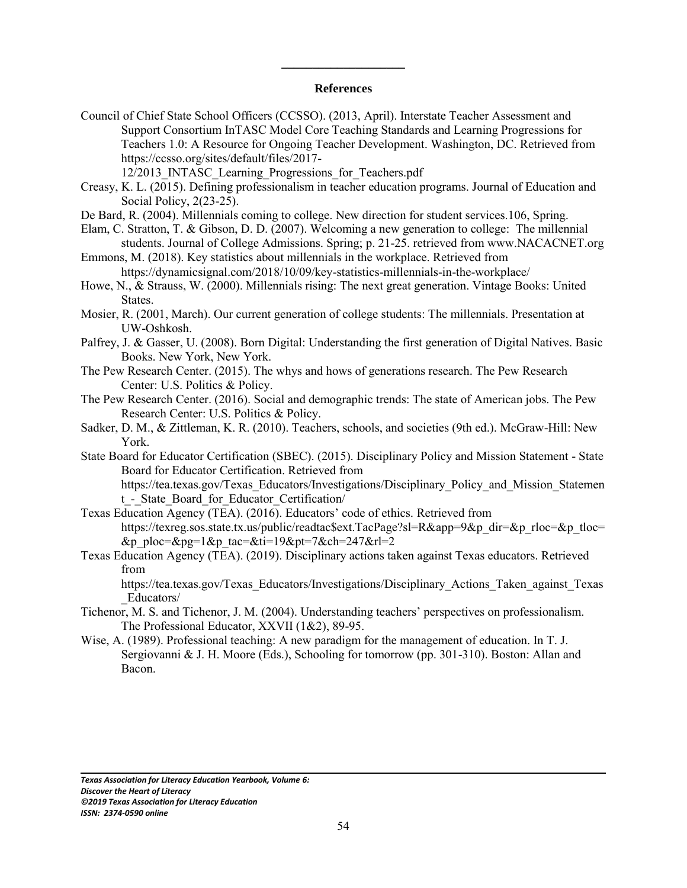## References

Council of Chief State School Officers (CCSSO). (2013, April). Interstate Teacher Assessment and Support Consortium InTASC Model Core Teaching Standards and Learning Progressions for Teachers 1.0: A Resource for Ongoing Teacher Development. Washington, DC. Retrieved from https://ccsso.org/sites/default/files/2017-12/2013_INTASC_Learning_Progressions_for_Teachers.pdf

Creasy, K. L. (2015). Defining professionalism in teacher education programs. Journal of Education and Social Policy, 2(23-25).

De Bard, R. (2004). Millennials coming to college. New direction for student services.106, Spring.

Elam, C. Stratton, T. & Gibson, D. D. (2007). Welcoming a new generation to college: The millennial students. Journal of College Admissions. Spring; p. 21-25. retrieved from www.NACACNET.org

Emmons, M. (2018). Key statistics about millennials in the workplace. Retrieved from https://dynamicsignal.com/2018/10/09/key-statistics-millennials-in-the-workplace/

Howe, N., & Strauss, W. (2000). Millennials rising: The next great generation. Vintage Books: United States.

Mosier, R. (2001, March). Our current generation of college students: The millennials. Presentation at UW-Oshkosh.

Palfrey, J. & Gasser, U. (2008). Born Digital: Understanding the first generation of Digital Natives. Basic Books. New York, New York.

The Pew Research Center. (2015). The whys and hows of generations research. The Pew Research Center: U.S. Politics & Policy.

The Pew Research Center. (2016). Social and demographic trends: The state of American jobs. The Pew Research Center: U.S. Politics & Policy.

Sadker, D. M., & Zittleman, K. R. (2010). Teachers, schools, and societies (9th ed.). McGraw-Hill: New York.

State Board for Educator Certification (SBEC). (2015). Disciplinary Policy and Mission Statement - State Board for Educator Certification. Retrieved from https://tea.texas.gov/Texas_Educators/Investigations/Disciplinary_Policy_and_Mission_Statement_-_State_Board_for_Educator_Certification/

Texas Education Agency (TEA). (2016). Educators' code of ethics. Retrieved from https://texreg.sos.state.tx.us/public/readtac$ext.TacPage?sl=R&app=9&p_dir=&p_rloc=&p_tloc=&p_ploc=&pg=1&p_tac=&ti=19&pt=7&ch=247&rl=2

Texas Education Agency (TEA). (2019). Disciplinary actions taken against Texas educators. Retrieved from https://tea.texas.gov/Texas_Educators/Investigations/Disciplinary_Actions_Taken_against_Texas_Educators/

Tichenor, M. S. and Tichenor, J. M. (2004). Understanding teachers' perspectives on professionalism. The Professional Educator, XXVII (1&2), 89-95.

Wise, A. (1989). Professional teaching: A new paradigm for the management of education. In T. J. Sergiovanni & J. H. Moore (Eds.), Schooling for tomorrow (pp. 301-310). Boston: Allan and Bacon.